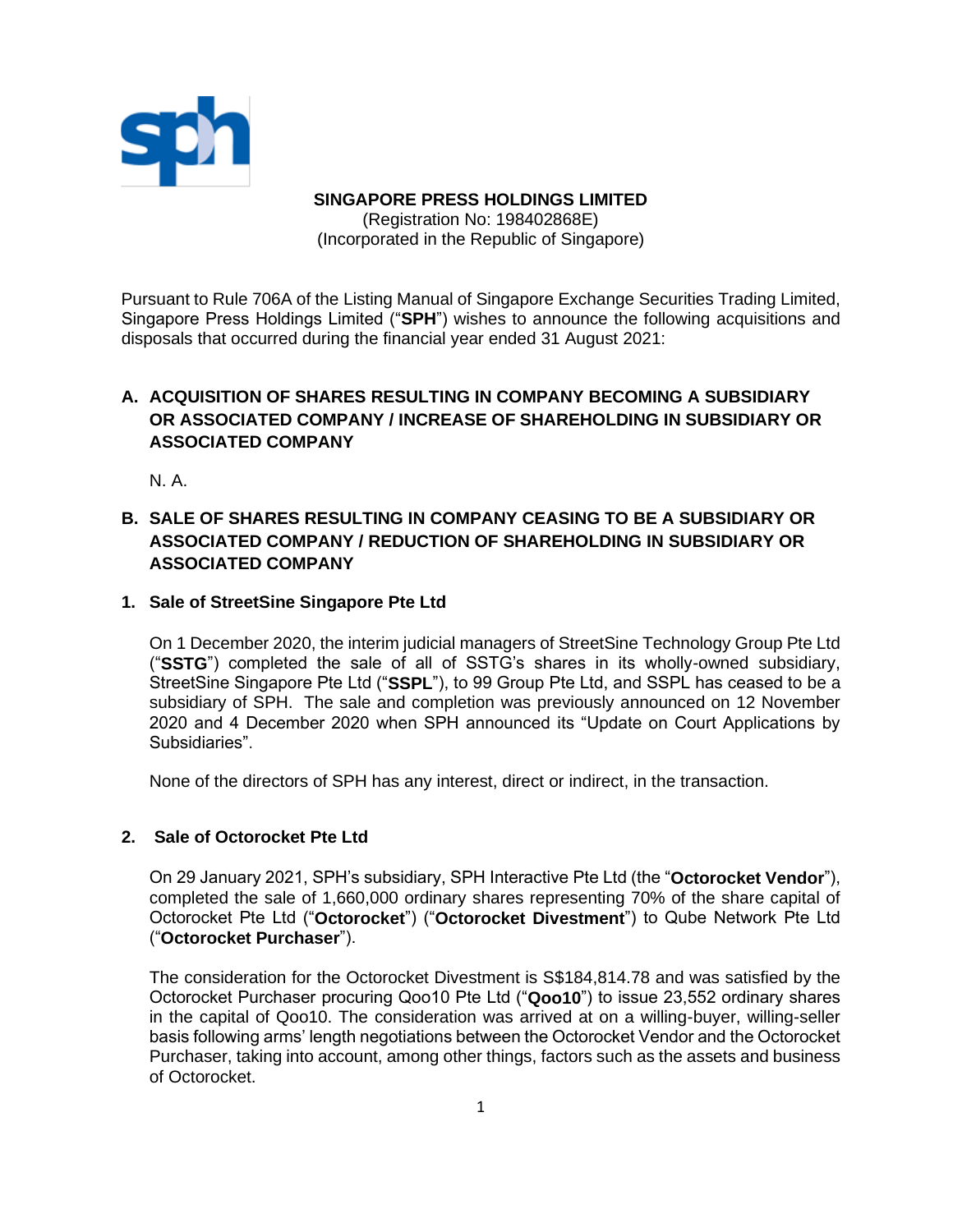**SINGAPORE PRESS HOLDINGS LIMITED**
(Registration No: 198402868E)
(Incorporated in the Republic of Singapore)

Pursuant to Rule 706A of the Listing Manual of Singapore Exchange Securities Trading Limited, Singapore Press Holdings Limited ("**SPH**") wishes to announce the following acquisitions and disposals that occurred during the financial year ended 31 August 2021:

## A. ACQUISITION OF SHARES RESULTING IN COMPANY BECOMING A SUBSIDIARY OR ASSOCIATED COMPANY / INCREASE OF SHAREHOLDING IN SUBSIDIARY OR ASSOCIATED COMPANY

N. A.

## B. SALE OF SHARES RESULTING IN COMPANY CEASING TO BE A SUBSIDIARY OR ASSOCIATED COMPANY / REDUCTION OF SHAREHOLDING IN SUBSIDIARY OR ASSOCIATED COMPANY

### 1. Sale of StreetSine Singapore Pte Ltd

On 1 December 2020, the interim judicial managers of StreetSine Technology Group Pte Ltd ("**SSTG**") completed the sale of all of SSTG's shares in its wholly-owned subsidiary, StreetSine Singapore Pte Ltd ("**SSPL**"), to 99 Group Pte Ltd, and SSPL has ceased to be a subsidiary of SPH. The sale and completion was previously announced on 12 November 2020 and 4 December 2020 when SPH announced its "Update on Court Applications by Subsidiaries".

None of the directors of SPH has any interest, direct or indirect, in the transaction.

### 2. Sale of Octorocket Pte Ltd

On 29 January 2021, SPH's subsidiary, SPH Interactive Pte Ltd (the "**Octorocket Vendor**"), completed the sale of 1,660,000 ordinary shares representing 70% of the share capital of Octorocket Pte Ltd ("**Octorocket**") ("**Octorocket Divestment**") to Qube Network Pte Ltd ("**Octorocket Purchaser**").

The consideration for the Octorocket Divestment is S$184,814.78 and was satisfied by the Octorocket Purchaser procuring Qoo10 Pte Ltd ("**Qoo10**") to issue 23,552 ordinary shares in the capital of Qoo10. The consideration was arrived at on a willing-buyer, willing-seller basis following arms' length negotiations between the Octorocket Vendor and the Octorocket Purchaser, taking into account, among other things, factors such as the assets and business of Octorocket.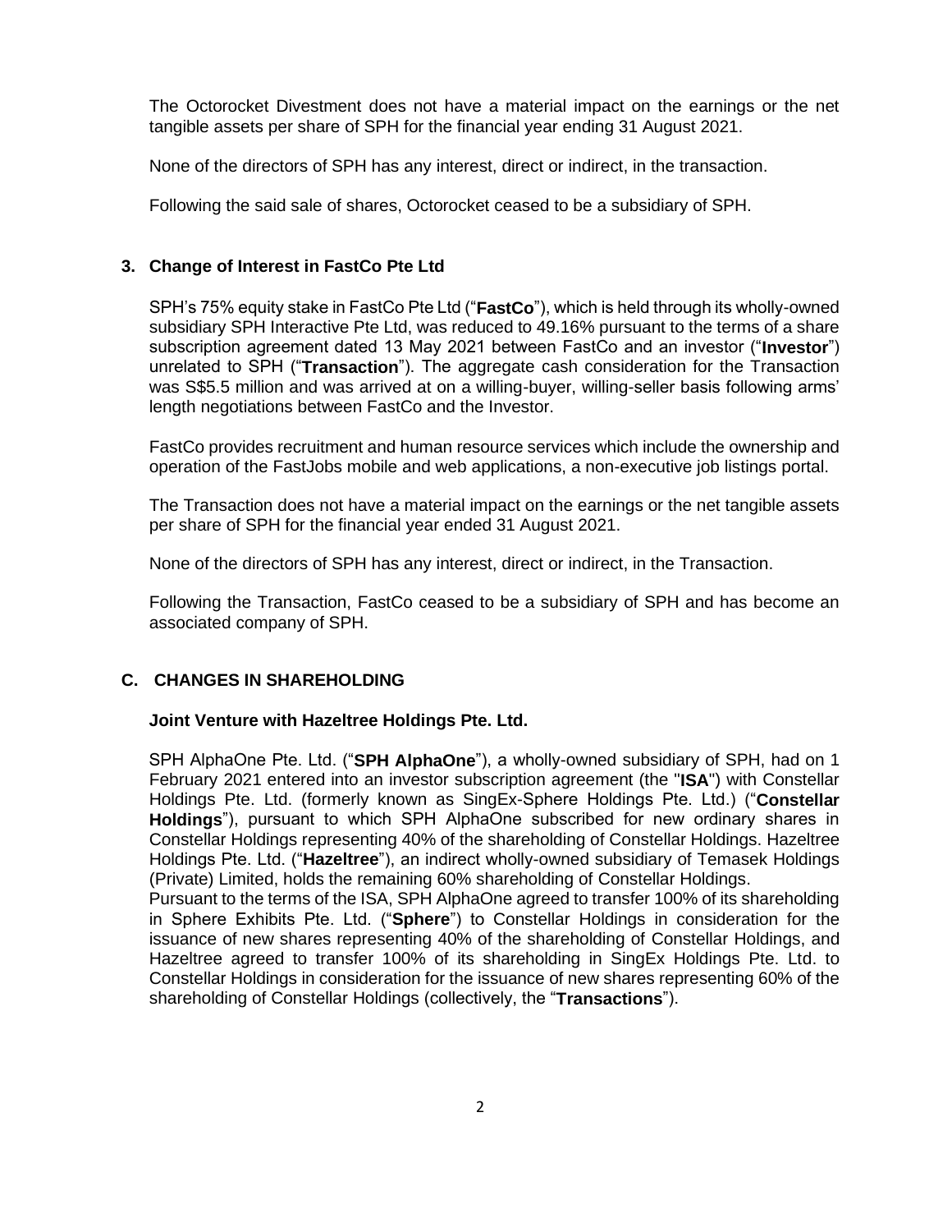The Octorocket Divestment does not have a material impact on the earnings or the net tangible assets per share of SPH for the financial year ending 31 August 2021.

None of the directors of SPH has any interest, direct or indirect, in the transaction.

Following the said sale of shares, Octorocket ceased to be a subsidiary of SPH.

### 3. Change of Interest in FastCo Pte Ltd

SPH's 75% equity stake in FastCo Pte Ltd ("**FastCo**"), which is held through its wholly-owned subsidiary SPH Interactive Pte Ltd, was reduced to 49.16% pursuant to the terms of a share subscription agreement dated 13 May 2021 between FastCo and an investor ("**Investor**") unrelated to SPH ("**Transaction**"). The aggregate cash consideration for the Transaction was S$5.5 million and was arrived at on a willing-buyer, willing-seller basis following arms' length negotiations between FastCo and the Investor.

FastCo provides recruitment and human resource services which include the ownership and operation of the FastJobs mobile and web applications, a non-executive job listings portal.

The Transaction does not have a material impact on the earnings or the net tangible assets per share of SPH for the financial year ended 31 August 2021.

None of the directors of SPH has any interest, direct or indirect, in the Transaction.

Following the Transaction, FastCo ceased to be a subsidiary of SPH and has become an associated company of SPH.

## C. CHANGES IN SHAREHOLDING

**Joint Venture with Hazeltree Holdings Pte. Ltd.**

SPH AlphaOne Pte. Ltd. ("**SPH AlphaOne**"), a wholly-owned subsidiary of SPH, had on 1 February 2021 entered into an investor subscription agreement (the "**ISA**") with Constellar Holdings Pte. Ltd. (formerly known as SingEx-Sphere Holdings Pte. Ltd.) ("**Constellar Holdings**"), pursuant to which SPH AlphaOne subscribed for new ordinary shares in Constellar Holdings representing 40% of the shareholding of Constellar Holdings. Hazeltree Holdings Pte. Ltd. ("**Hazeltree**"), an indirect wholly-owned subsidiary of Temasek Holdings (Private) Limited, holds the remaining 60% shareholding of Constellar Holdings.

Pursuant to the terms of the ISA, SPH AlphaOne agreed to transfer 100% of its shareholding in Sphere Exhibits Pte. Ltd. ("**Sphere**") to Constellar Holdings in consideration for the issuance of new shares representing 40% of the shareholding of Constellar Holdings, and Hazeltree agreed to transfer 100% of its shareholding in SingEx Holdings Pte. Ltd. to Constellar Holdings in consideration for the issuance of new shares representing 60% of the shareholding of Constellar Holdings (collectively, the "**Transactions**").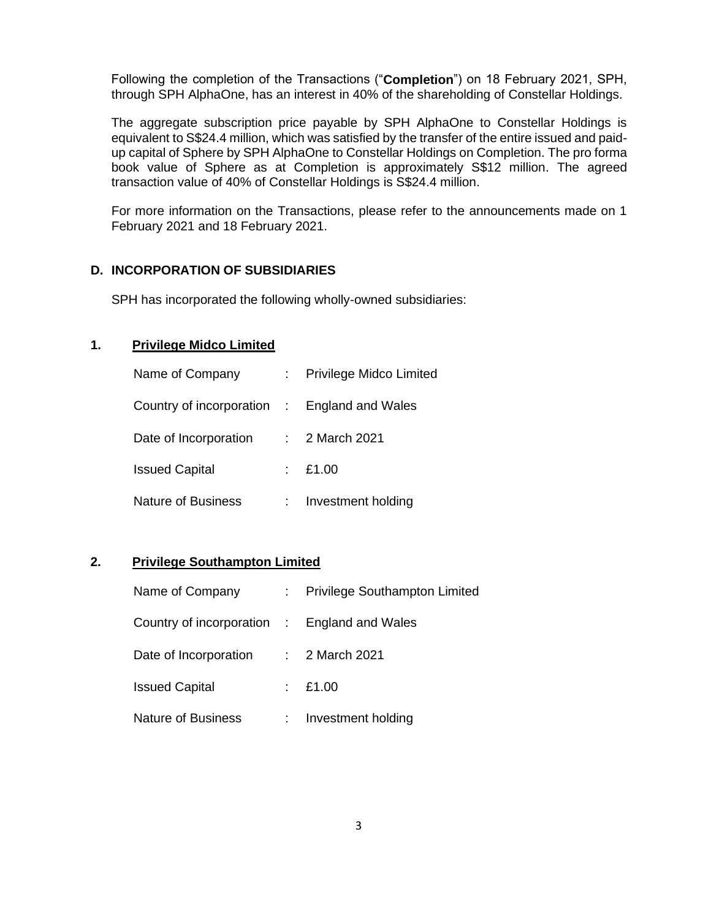Following the completion of the Transactions ("**Completion**") on 18 February 2021, SPH, through SPH AlphaOne, has an interest in 40% of the shareholding of Constellar Holdings.

The aggregate subscription price payable by SPH AlphaOne to Constellar Holdings is equivalent to S$24.4 million, which was satisfied by the transfer of the entire issued and paid-up capital of Sphere by SPH AlphaOne to Constellar Holdings on Completion. The pro forma book value of Sphere as at Completion is approximately S$12 million. The agreed transaction value of 40% of Constellar Holdings is S$24.4 million.

For more information on the Transactions, please refer to the announcements made on 1 February 2021 and 18 February 2021.

## D. INCORPORATION OF SUBSIDIARIES

SPH has incorporated the following wholly-owned subsidiaries:

### 1. Privilege Midco Limited

| | | |
|---|---|---|
| Name of Company | : | Privilege Midco Limited |
| Country of incorporation | : | England and Wales |
| Date of Incorporation | : | 2 March 2021 |
| Issued Capital | : | £1.00 |
| Nature of Business | : | Investment holding |

### 2. Privilege Southampton Limited

| | | |
|---|---|---|
| Name of Company | : | Privilege Southampton Limited |
| Country of incorporation | : | England and Wales |
| Date of Incorporation | : | 2 March 2021 |
| Issued Capital | : | £1.00 |
| Nature of Business | : | Investment holding |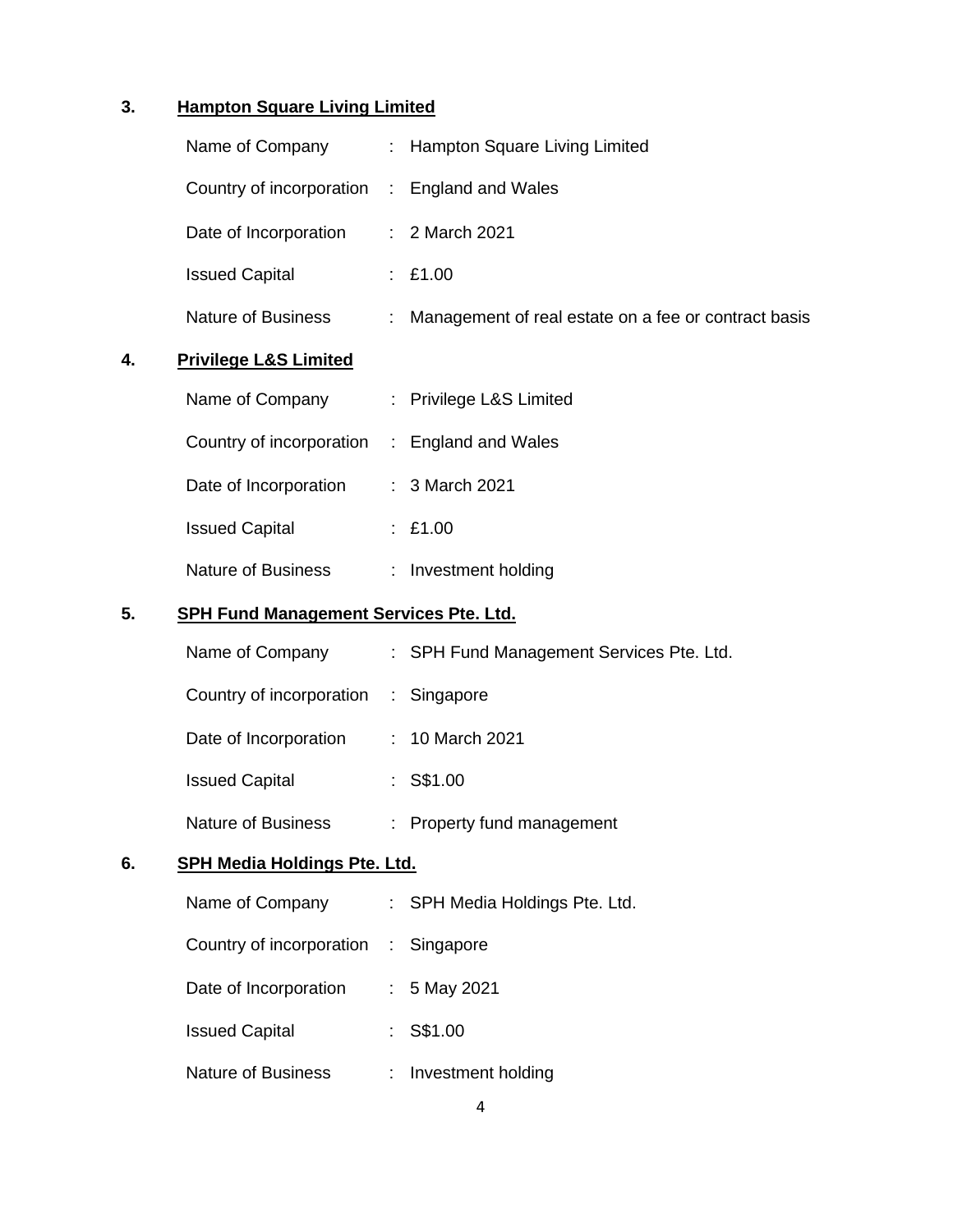**3. <u>Hampton Square Living Limited</u>**

| | | |
|---|---|---|
| Name of Company | : | Hampton Square Living Limited |
| Country of incorporation | : | England and Wales |
| Date of Incorporation | : | 2 March 2021 |
| Issued Capital | : | £1.00 |
| Nature of Business | : | Management of real estate on a fee or contract basis |

**4. <u>Privilege L&S Limited</u>**

| | | |
|---|---|---|
| Name of Company | : | Privilege L&S Limited |
| Country of incorporation | : | England and Wales |
| Date of Incorporation | : | 3 March 2021 |
| Issued Capital | : | £1.00 |
| Nature of Business | : | Investment holding |

**5. <u>SPH Fund Management Services Pte. Ltd.</u>**

| | | |
|---|---|---|
| Name of Company | : | SPH Fund Management Services Pte. Ltd. |
| Country of incorporation | : | Singapore |
| Date of Incorporation | : | 10 March 2021 |
| Issued Capital | : | S$1.00 |
| Nature of Business | : | Property fund management |

**6. <u>SPH Media Holdings Pte. Ltd.</u>**

| | | |
|---|---|---|
| Name of Company | : | SPH Media Holdings Pte. Ltd. |
| Country of incorporation | : | Singapore |
| Date of Incorporation | : | 5 May 2021 |
| Issued Capital | : | S$1.00 |
| Nature of Business | : | Investment holding |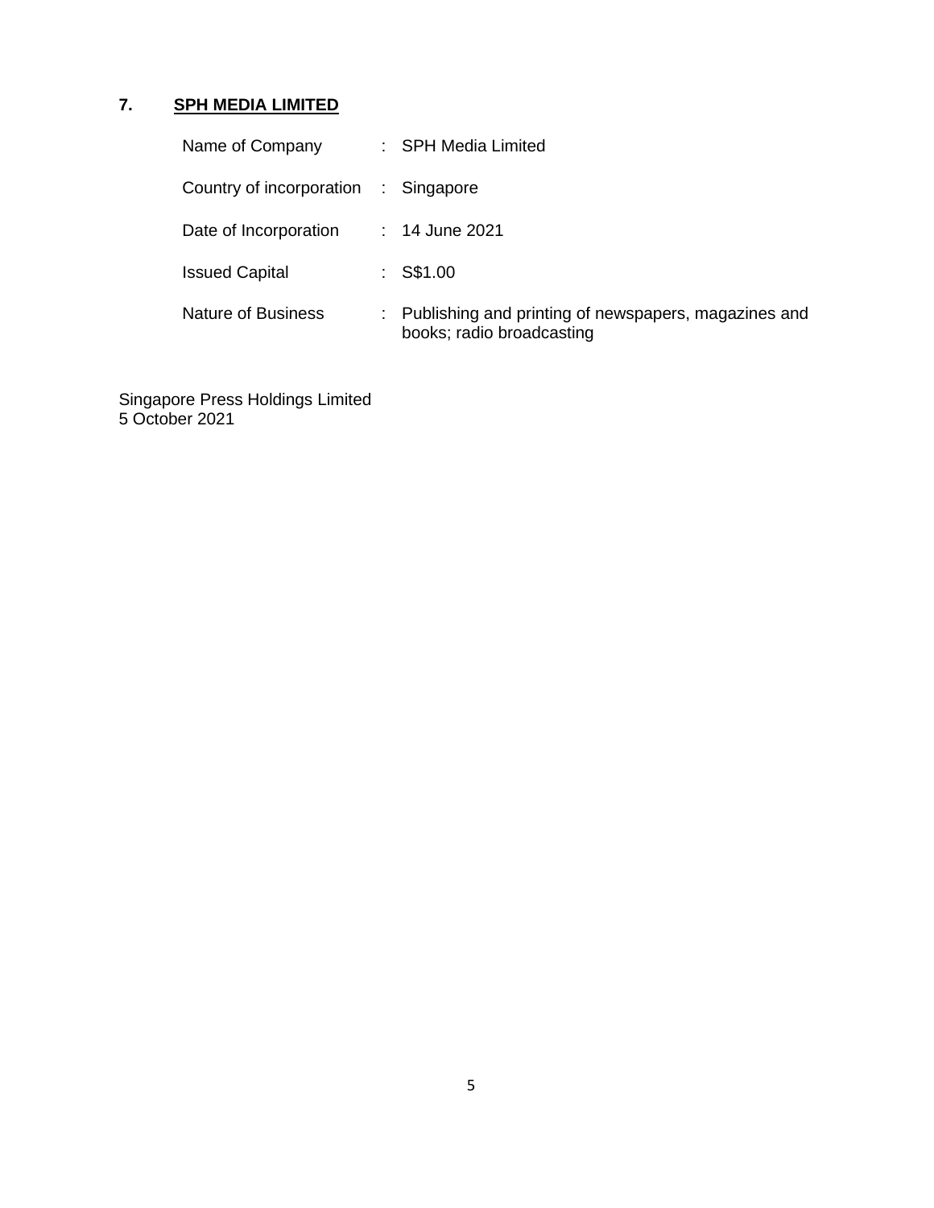## 7. **SPH MEDIA LIMITED**

| | | |
|---|---|---|
| Name of Company | : | SPH Media Limited |
| Country of incorporation | : | Singapore |
| Date of Incorporation | : | 14 June 2021 |
| Issued Capital | : | S$1.00 |
| Nature of Business | : | Publishing and printing of newspapers, magazines and books; radio broadcasting |

Singapore Press Holdings Limited
5 October 2021